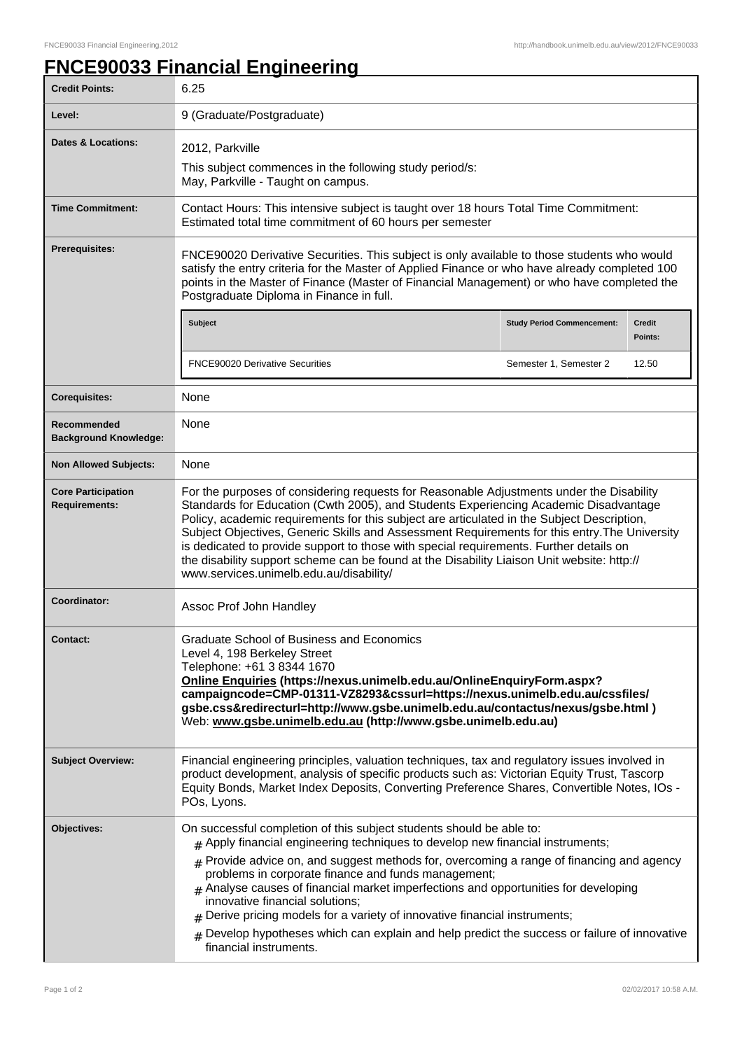# FNCE90033 Financial Engineering

| | |
|---|---|
| **Credit Points:** | 6.25 |
| **Level:** | 9 (Graduate/Postgraduate) |
| **Dates & Locations:** | 2012, Parkville<br>This subject commences in the following study period/s:<br>May, Parkville - Taught on campus. |
| **Time Commitment:** | Contact Hours: This intensive subject is taught over 18 hours Total Time Commitment: Estimated total time commitment of 60 hours per semester |
| **Prerequisites:** | FNCE90020 Derivative Securities. This subject is only available to those students who would satisfy the entry criteria for the Master of Applied Finance or who have already completed 100 points in the Master of Finance (Master of Financial Management) or who have completed the Postgraduate Diploma in Finance in full.<br><br>**Subject** / **Study Period Commencement:** / **Credit Points:**<br>FNCE90020 Derivative Securities / Semester 1, Semester 2 / 12.50 |
| **Corequisites:** | None |
| **Recommended Background Knowledge:** | None |
| **Non Allowed Subjects:** | None |
| **Core Participation Requirements:** | For the purposes of considering requests for Reasonable Adjustments under the Disability Standards for Education (Cwth 2005), and Students Experiencing Academic Disadvantage Policy, academic requirements for this subject are articulated in the Subject Description, Subject Objectives, Generic Skills and Assessment Requirements for this entry.The University is dedicated to provide support to those with special requirements. Further details on the disability support scheme can be found at the Disability Liaison Unit website: http://www.services.unimelb.edu.au/disability/ |
| **Coordinator:** | Assoc Prof John Handley |
| **Contact:** | Graduate School of Business and Economics<br>Level 4, 198 Berkeley Street<br>Telephone: +61 3 8344 1670<br>**Online Enquiries (https://nexus.unimelb.edu.au/OnlineEnquiryForm.aspx?campaigncode=CMP-01311-VZ8293&cssurl=https://nexus.unimelb.edu.au/cssfiles/gsbe.css&redirecturl=http://www.gsbe.unimelb.edu.au/contactus/nexus/gsbe.html )**<br>Web: **www.gsbe.unimelb.edu.au (http://www.gsbe.unimelb.edu.au)** |
| **Subject Overview:** | Financial engineering principles, valuation techniques, tax and regulatory issues involved in product development, analysis of specific products such as: Victorian Equity Trust, Tascorp Equity Bonds, Market Index Deposits, Converting Preference Shares, Convertible Notes, IOs - POs, Lyons. |
| **Objectives:** | On successful completion of this subject students should be able to:<br># Apply financial engineering techniques to develop new financial instruments;<br># Provide advice on, and suggest methods for, overcoming a range of financing and agency problems in corporate finance and funds management;<br># Analyse causes of financial market imperfections and opportunities for developing innovative financial solutions;<br># Derive pricing models for a variety of innovative financial instruments;<br># Develop hypotheses which can explain and help predict the success or failure of innovative financial instruments. |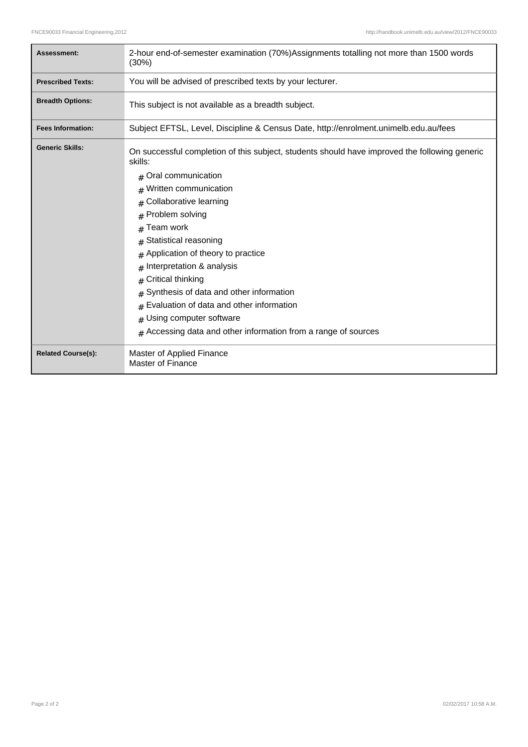| | |
|---|---|
| **Assessment:** | 2-hour end-of-semester examination (70%)Assignments totalling not more than 1500 words (30%) |
| **Prescribed Texts:** | You will be advised of prescribed texts by your lecturer. |
| **Breadth Options:** | This subject is not available as a breadth subject. |
| **Fees Information:** | Subject EFTSL, Level, Discipline & Census Date, http://enrolment.unimelb.edu.au/fees |
| **Generic Skills:** | On successful completion of this subject, students should have improved the following generic skills: <br># Oral communication <br># Written communication <br># Collaborative learning <br># Problem solving <br># Team work <br># Statistical reasoning <br># Application of theory to practice <br># Interpretation & analysis <br># Critical thinking <br># Synthesis of data and other information <br># Evaluation of data and other information <br># Using computer software <br># Accessing data and other information from a range of sources |
| **Related Course(s):** | Master of Applied Finance <br>Master of Finance |